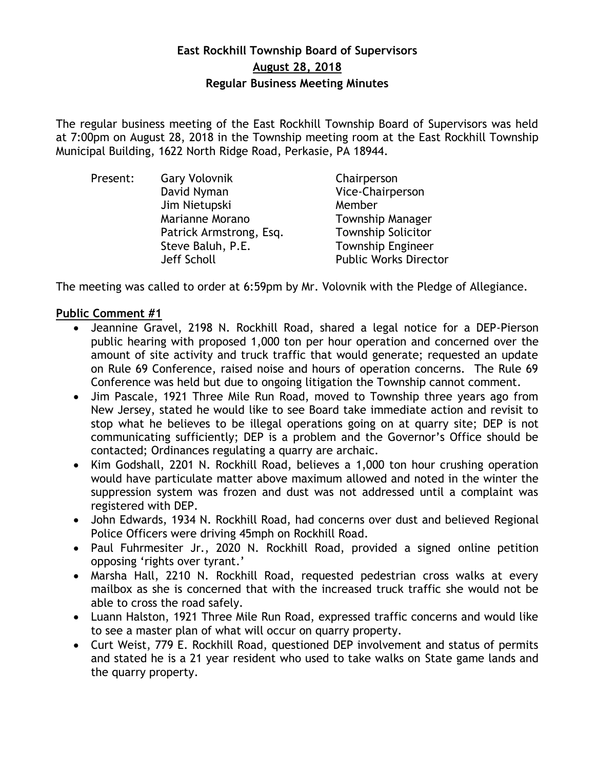# East Rockhill Township Board of Supervisors

## August 28, 2018

## Regular Business Meeting Minutes

The regular business meeting of the East Rockhill Township Board of Supervisors was held at 7:00pm on August 28, 2018 in the Township meeting room at the East Rockhill Township Municipal Building, 1622 North Ridge Road, Perkasie, PA 18944.

| Present: | | |
|---|---|---|
| | Gary Volovnik | Chairperson |
| | David Nyman | Vice-Chairperson |
| | Jim Nietupski | Member |
| | Marianne Morano | Township Manager |
| | Patrick Armstrong, Esq. | Township Solicitor |
| | Steve Baluh, P.E. | Township Engineer |
| | Jeff Scholl | Public Works Director |

The meeting was called to order at 6:59pm by Mr. Volovnik with the Pledge of Allegiance.

**Public Comment #1**

- Jeannine Gravel, 2198 N. Rockhill Road, shared a legal notice for a DEP-Pierson public hearing with proposed 1,000 ton per hour operation and concerned over the amount of site activity and truck traffic that would generate; requested an update on Rule 69 Conference, raised noise and hours of operation concerns. The Rule 69 Conference was held but due to ongoing litigation the Township cannot comment.
- Jim Pascale, 1921 Three Mile Run Road, moved to Township three years ago from New Jersey, stated he would like to see Board take immediate action and revisit to stop what he believes to be illegal operations going on at quarry site; DEP is not communicating sufficiently; DEP is a problem and the Governor's Office should be contacted; Ordinances regulating a quarry are archaic.
- Kim Godshall, 2201 N. Rockhill Road, believes a 1,000 ton hour crushing operation would have particulate matter above maximum allowed and noted in the winter the suppression system was frozen and dust was not addressed until a complaint was registered with DEP.
- John Edwards, 1934 N. Rockhill Road, had concerns over dust and believed Regional Police Officers were driving 45mph on Rockhill Road.
- Paul Fuhrmesiter Jr., 2020 N. Rockhill Road, provided a signed online petition opposing 'rights over tyrant.'
- Marsha Hall, 2210 N. Rockhill Road, requested pedestrian cross walks at every mailbox as she is concerned that with the increased truck traffic she would not be able to cross the road safely.
- Luann Halston, 1921 Three Mile Run Road, expressed traffic concerns and would like to see a master plan of what will occur on quarry property.
- Curt Weist, 779 E. Rockhill Road, questioned DEP involvement and status of permits and stated he is a 21 year resident who used to take walks on State game lands and the quarry property.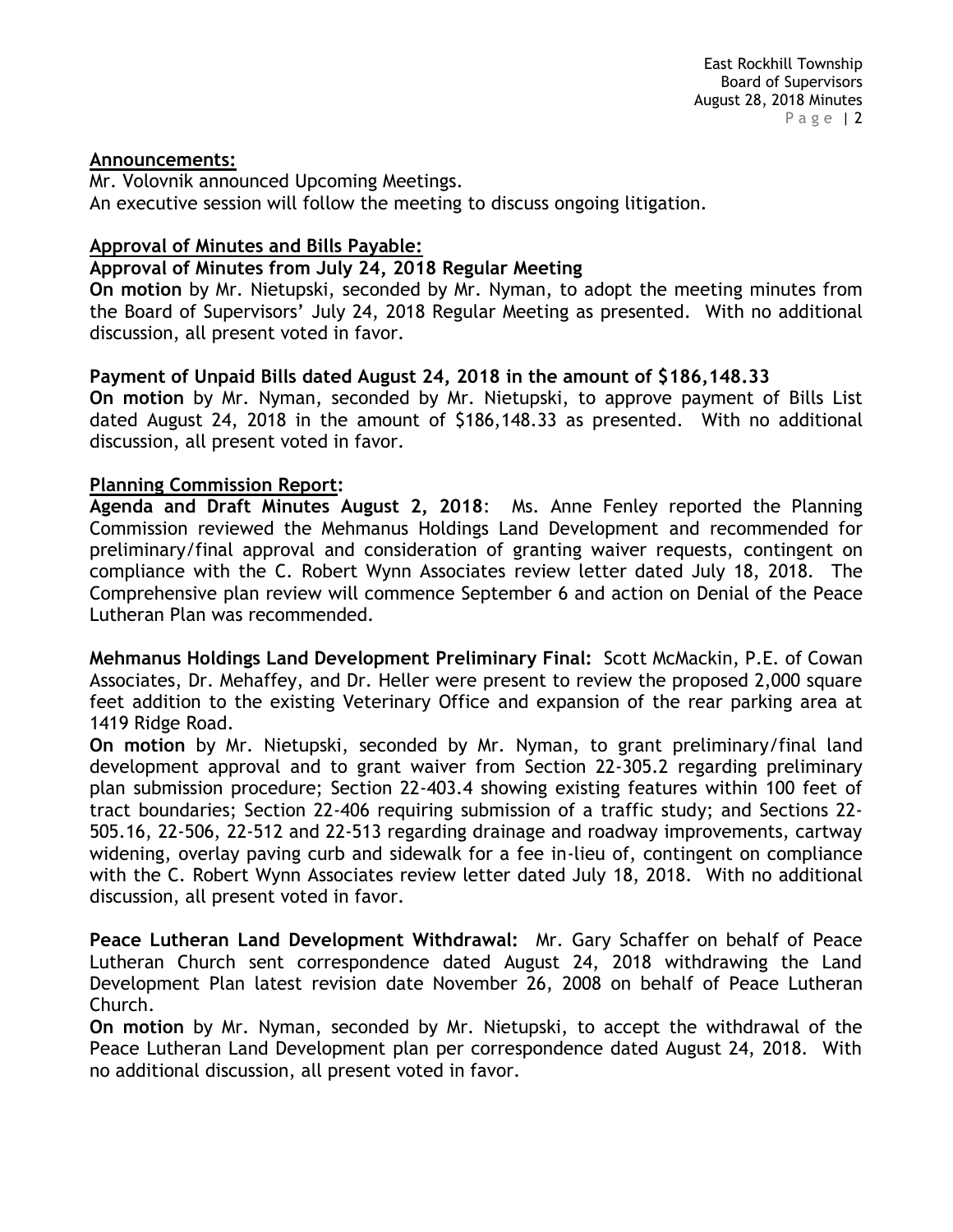## Announcements:

Mr. Volovnik announced Upcoming Meetings.
An executive session will follow the meeting to discuss ongoing litigation.

## Approval of Minutes and Bills Payable:

**Approval of Minutes from July 24, 2018 Regular Meeting**

**On motion** by Mr. Nietupski, seconded by Mr. Nyman, to adopt the meeting minutes from the Board of Supervisors' July 24, 2018 Regular Meeting as presented. With no additional discussion, all present voted in favor.

**Payment of Unpaid Bills dated August 24, 2018 in the amount of $186,148.33**

**On motion** by Mr. Nyman, seconded by Mr. Nietupski, to approve payment of Bills List dated August 24, 2018 in the amount of $186,148.33 as presented. With no additional discussion, all present voted in favor.

## Planning Commission Report:

**Agenda and Draft Minutes August 2, 2018**: Ms. Anne Fenley reported the Planning Commission reviewed the Mehmanus Holdings Land Development and recommended for preliminary/final approval and consideration of granting waiver requests, contingent on compliance with the C. Robert Wynn Associates review letter dated July 18, 2018. The Comprehensive plan review will commence September 6 and action on Denial of the Peace Lutheran Plan was recommended.

**Mehmanus Holdings Land Development Preliminary Final:** Scott McMackin, P.E. of Cowan Associates, Dr. Mehaffey, and Dr. Heller were present to review the proposed 2,000 square feet addition to the existing Veterinary Office and expansion of the rear parking area at 1419 Ridge Road.

**On motion** by Mr. Nietupski, seconded by Mr. Nyman, to grant preliminary/final land development approval and to grant waiver from Section 22-305.2 regarding preliminary plan submission procedure; Section 22-403.4 showing existing features within 100 feet of tract boundaries; Section 22-406 requiring submission of a traffic study; and Sections 22-505.16, 22-506, 22-512 and 22-513 regarding drainage and roadway improvements, cartway widening, overlay paving curb and sidewalk for a fee in-lieu of, contingent on compliance with the C. Robert Wynn Associates review letter dated July 18, 2018. With no additional discussion, all present voted in favor.

**Peace Lutheran Land Development Withdrawal:** Mr. Gary Schaffer on behalf of Peace Lutheran Church sent correspondence dated August 24, 2018 withdrawing the Land Development Plan latest revision date November 26, 2008 on behalf of Peace Lutheran Church.

**On motion** by Mr. Nyman, seconded by Mr. Nietupski, to accept the withdrawal of the Peace Lutheran Land Development plan per correspondence dated August 24, 2018. With no additional discussion, all present voted in favor.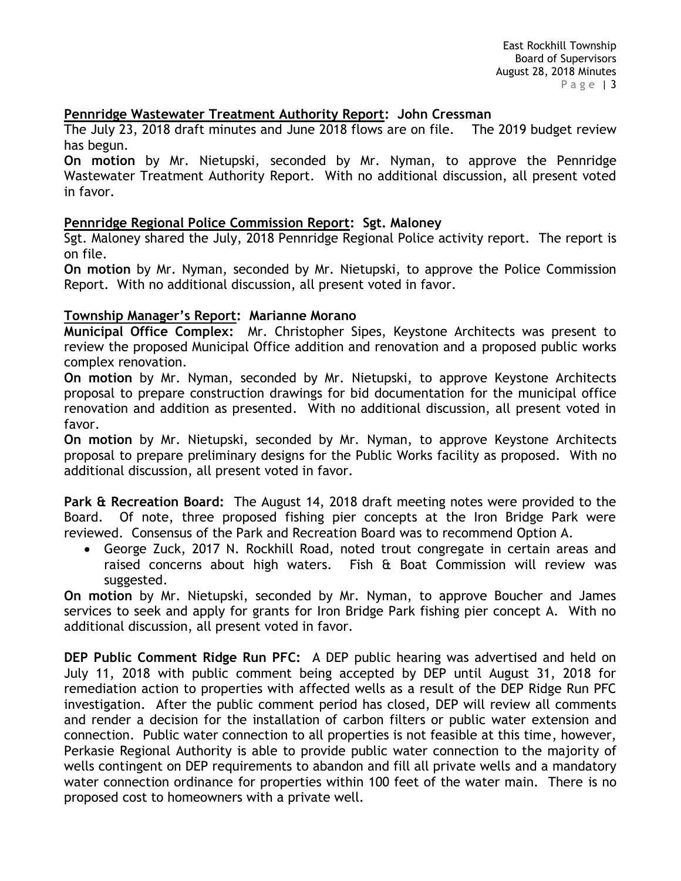**Pennridge Wastewater Treatment Authority Report: John Cressman**

The July 23, 2018 draft minutes and June 2018 flows are on file. The 2019 budget review has begun.

**On motion** by Mr. Nietupski, seconded by Mr. Nyman, to approve the Pennridge Wastewater Treatment Authority Report. With no additional discussion, all present voted in favor.

**Pennridge Regional Police Commission Report: Sgt. Maloney**

Sgt. Maloney shared the July, 2018 Pennridge Regional Police activity report. The report is on file.

**On motion** by Mr. Nyman, seconded by Mr. Nietupski, to approve the Police Commission Report. With no additional discussion, all present voted in favor.

**Township Manager's Report: Marianne Morano**

**Municipal Office Complex:** Mr. Christopher Sipes, Keystone Architects was present to review the proposed Municipal Office addition and renovation and a proposed public works complex renovation.

**On motion** by Mr. Nyman, seconded by Mr. Nietupski, to approve Keystone Architects proposal to prepare construction drawings for bid documentation for the municipal office renovation and addition as presented. With no additional discussion, all present voted in favor.

**On motion** by Mr. Nietupski, seconded by Mr. Nyman, to approve Keystone Architects proposal to prepare preliminary designs for the Public Works facility as proposed. With no additional discussion, all present voted in favor.

**Park & Recreation Board:** The August 14, 2018 draft meeting notes were provided to the Board. Of note, three proposed fishing pier concepts at the Iron Bridge Park were reviewed. Consensus of the Park and Recreation Board was to recommend Option A.

- George Zuck, 2017 N. Rockhill Road, noted trout congregate in certain areas and raised concerns about high waters. Fish & Boat Commission will review was suggested.

**On motion** by Mr. Nietupski, seconded by Mr. Nyman, to approve Boucher and James services to seek and apply for grants for Iron Bridge Park fishing pier concept A. With no additional discussion, all present voted in favor.

**DEP Public Comment Ridge Run PFC:** A DEP public hearing was advertised and held on July 11, 2018 with public comment being accepted by DEP until August 31, 2018 for remediation action to properties with affected wells as a result of the DEP Ridge Run PFC investigation. After the public comment period has closed, DEP will review all comments and render a decision for the installation of carbon filters or public water extension and connection. Public water connection to all properties is not feasible at this time, however, Perkasie Regional Authority is able to provide public water connection to the majority of wells contingent on DEP requirements to abandon and fill all private wells and a mandatory water connection ordinance for properties within 100 feet of the water main. There is no proposed cost to homeowners with a private well.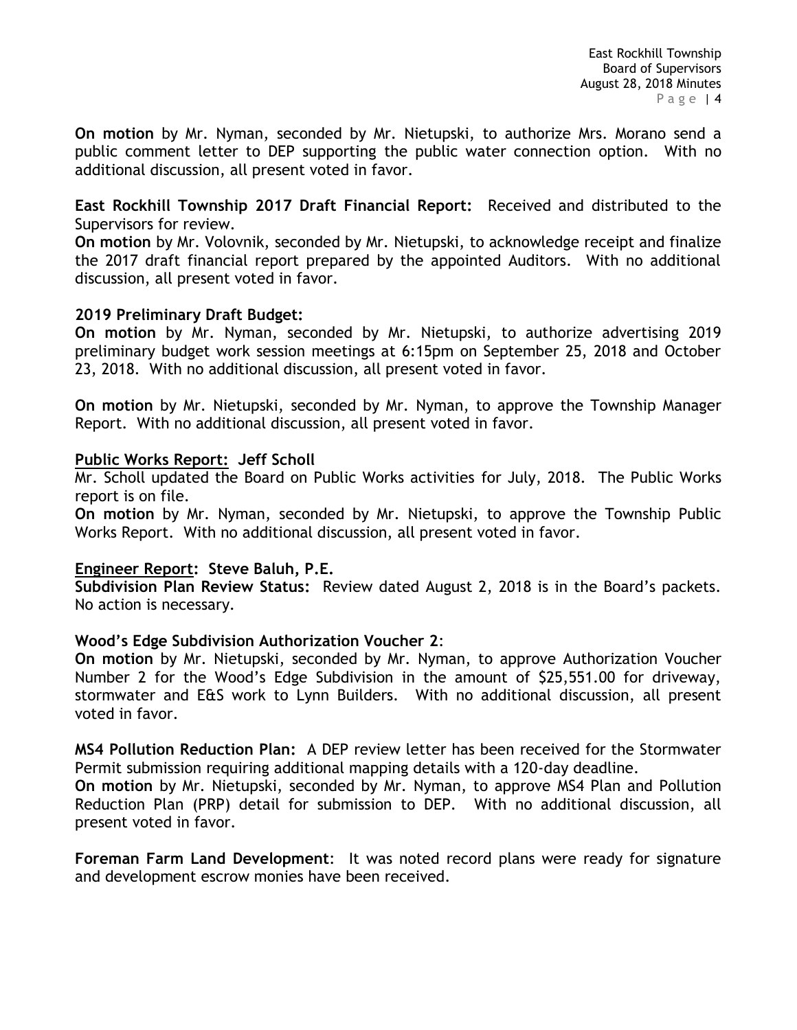**On motion** by Mr. Nyman, seconded by Mr. Nietupski, to authorize Mrs. Morano send a public comment letter to DEP supporting the public water connection option. With no additional discussion, all present voted in favor.

**East Rockhill Township 2017 Draft Financial Report:** Received and distributed to the Supervisors for review.
**On motion** by Mr. Volovnik, seconded by Mr. Nietupski, to acknowledge receipt and finalize the 2017 draft financial report prepared by the appointed Auditors. With no additional discussion, all present voted in favor.

**2019 Preliminary Draft Budget:**
**On motion** by Mr. Nyman, seconded by Mr. Nietupski, to authorize advertising 2019 preliminary budget work session meetings at 6:15pm on September 25, 2018 and October 23, 2018. With no additional discussion, all present voted in favor.

**On motion** by Mr. Nietupski, seconded by Mr. Nyman, to approve the Township Manager Report. With no additional discussion, all present voted in favor.

**Public Works Report: Jeff Scholl**
Mr. Scholl updated the Board on Public Works activities for July, 2018. The Public Works report is on file.
**On motion** by Mr. Nyman, seconded by Mr. Nietupski, to approve the Township Public Works Report. With no additional discussion, all present voted in favor.

**Engineer Report: Steve Baluh, P.E.**
**Subdivision Plan Review Status:** Review dated August 2, 2018 is in the Board's packets. No action is necessary.

**Wood's Edge Subdivision Authorization Voucher 2**:
**On motion** by Mr. Nietupski, seconded by Mr. Nyman, to approve Authorization Voucher Number 2 for the Wood's Edge Subdivision in the amount of $25,551.00 for driveway, stormwater and E&S work to Lynn Builders. With no additional discussion, all present voted in favor.

**MS4 Pollution Reduction Plan:** A DEP review letter has been received for the Stormwater Permit submission requiring additional mapping details with a 120-day deadline.
**On motion** by Mr. Nietupski, seconded by Mr. Nyman, to approve MS4 Plan and Pollution Reduction Plan (PRP) detail for submission to DEP. With no additional discussion, all present voted in favor.

**Foreman Farm Land Development**: It was noted record plans were ready for signature and development escrow monies have been received.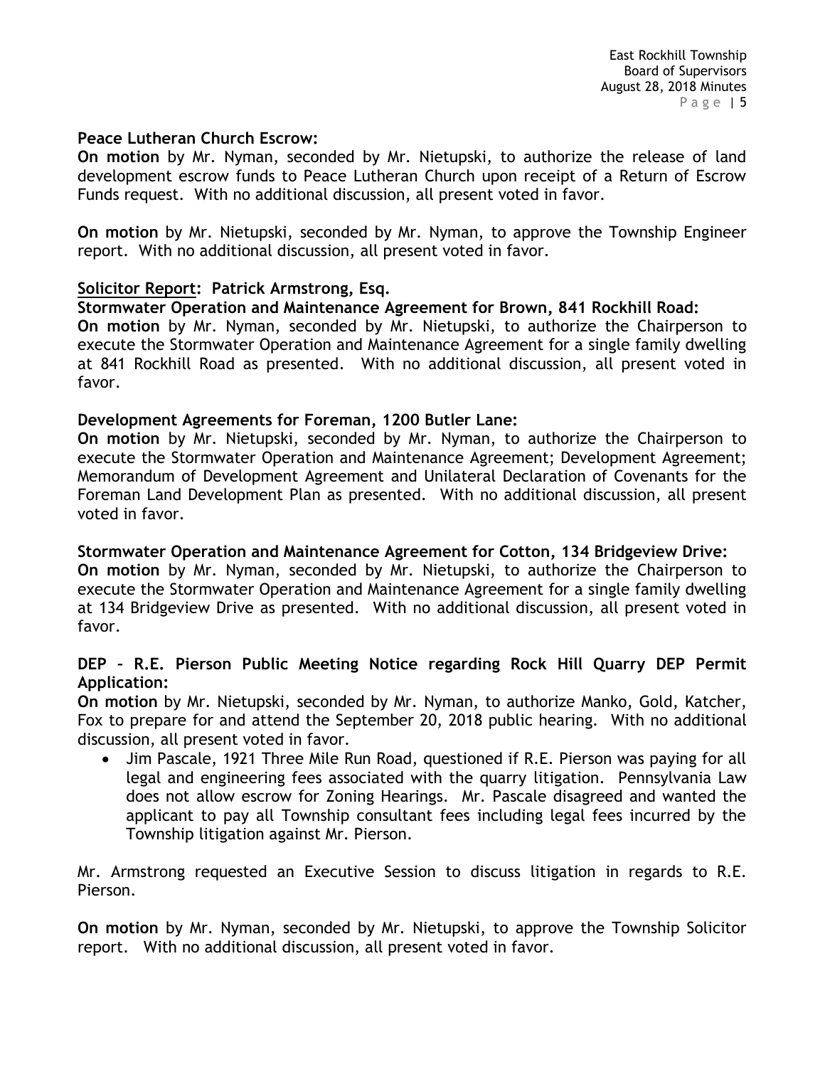**Peace Lutheran Church Escrow:**

**On motion** by Mr. Nyman, seconded by Mr. Nietupski, to authorize the release of land development escrow funds to Peace Lutheran Church upon receipt of a Return of Escrow Funds request. With no additional discussion, all present voted in favor.

**On motion** by Mr. Nietupski, seconded by Mr. Nyman, to approve the Township Engineer report. With no additional discussion, all present voted in favor.

**Solicitor Report: Patrick Armstrong, Esq.**

**Stormwater Operation and Maintenance Agreement for Brown, 841 Rockhill Road:**

**On motion** by Mr. Nyman, seconded by Mr. Nietupski, to authorize the Chairperson to execute the Stormwater Operation and Maintenance Agreement for a single family dwelling at 841 Rockhill Road as presented. With no additional discussion, all present voted in favor.

**Development Agreements for Foreman, 1200 Butler Lane:**

**On motion** by Mr. Nietupski, seconded by Mr. Nyman, to authorize the Chairperson to execute the Stormwater Operation and Maintenance Agreement; Development Agreement; Memorandum of Development Agreement and Unilateral Declaration of Covenants for the Foreman Land Development Plan as presented. With no additional discussion, all present voted in favor.

**Stormwater Operation and Maintenance Agreement for Cotton, 134 Bridgeview Drive:**

**On motion** by Mr. Nyman, seconded by Mr. Nietupski, to authorize the Chairperson to execute the Stormwater Operation and Maintenance Agreement for a single family dwelling at 134 Bridgeview Drive as presented. With no additional discussion, all present voted in favor.

**DEP – R.E. Pierson Public Meeting Notice regarding Rock Hill Quarry DEP Permit Application:**

**On motion** by Mr. Nietupski, seconded by Mr. Nyman, to authorize Manko, Gold, Katcher, Fox to prepare for and attend the September 20, 2018 public hearing. With no additional discussion, all present voted in favor.

- Jim Pascale, 1921 Three Mile Run Road, questioned if R.E. Pierson was paying for all legal and engineering fees associated with the quarry litigation. Pennsylvania Law does not allow escrow for Zoning Hearings. Mr. Pascale disagreed and wanted the applicant to pay all Township consultant fees including legal fees incurred by the Township litigation against Mr. Pierson.

Mr. Armstrong requested an Executive Session to discuss litigation in regards to R.E. Pierson.

**On motion** by Mr. Nyman, seconded by Mr. Nietupski, to approve the Township Solicitor report. With no additional discussion, all present voted in favor.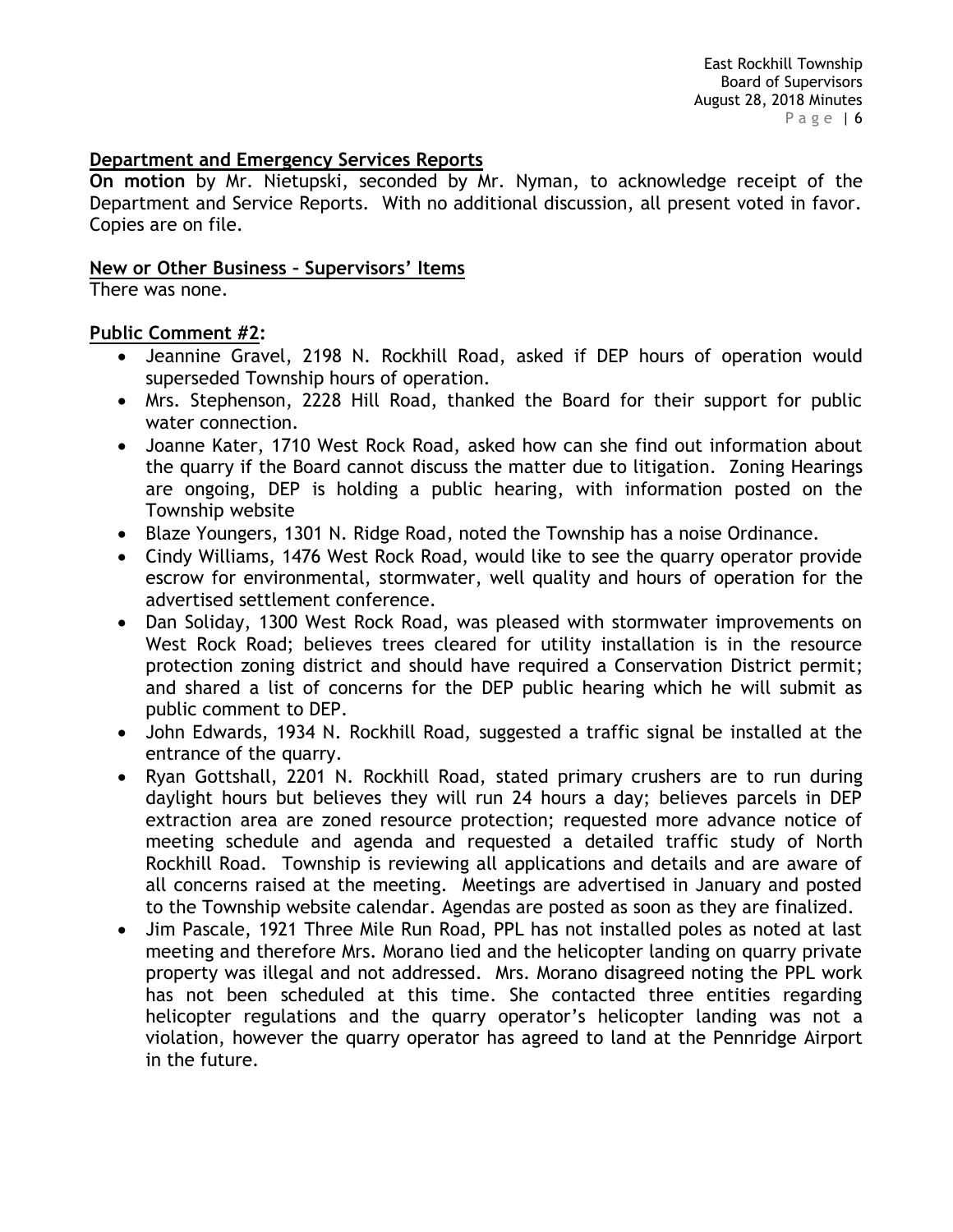**Department and Emergency Services Reports**

**On motion** by Mr. Nietupski, seconded by Mr. Nyman, to acknowledge receipt of the Department and Service Reports. With no additional discussion, all present voted in favor. Copies are on file.

**New or Other Business – Supervisors' Items**

There was none.

**Public Comment #2:**

- Jeannine Gravel, 2198 N. Rockhill Road, asked if DEP hours of operation would superseded Township hours of operation.
- Mrs. Stephenson, 2228 Hill Road, thanked the Board for their support for public water connection.
- Joanne Kater, 1710 West Rock Road, asked how can she find out information about the quarry if the Board cannot discuss the matter due to litigation. Zoning Hearings are ongoing, DEP is holding a public hearing, with information posted on the Township website
- Blaze Youngers, 1301 N. Ridge Road, noted the Township has a noise Ordinance.
- Cindy Williams, 1476 West Rock Road, would like to see the quarry operator provide escrow for environmental, stormwater, well quality and hours of operation for the advertised settlement conference.
- Dan Soliday, 1300 West Rock Road, was pleased with stormwater improvements on West Rock Road; believes trees cleared for utility installation is in the resource protection zoning district and should have required a Conservation District permit; and shared a list of concerns for the DEP public hearing which he will submit as public comment to DEP.
- John Edwards, 1934 N. Rockhill Road, suggested a traffic signal be installed at the entrance of the quarry.
- Ryan Gottshall, 2201 N. Rockhill Road, stated primary crushers are to run during daylight hours but believes they will run 24 hours a day; believes parcels in DEP extraction area are zoned resource protection; requested more advance notice of meeting schedule and agenda and requested a detailed traffic study of North Rockhill Road. Township is reviewing all applications and details and are aware of all concerns raised at the meeting. Meetings are advertised in January and posted to the Township website calendar. Agendas are posted as soon as they are finalized.
- Jim Pascale, 1921 Three Mile Run Road, PPL has not installed poles as noted at last meeting and therefore Mrs. Morano lied and the helicopter landing on quarry private property was illegal and not addressed. Mrs. Morano disagreed noting the PPL work has not been scheduled at this time. She contacted three entities regarding helicopter regulations and the quarry operator's helicopter landing was not a violation, however the quarry operator has agreed to land at the Pennridge Airport in the future.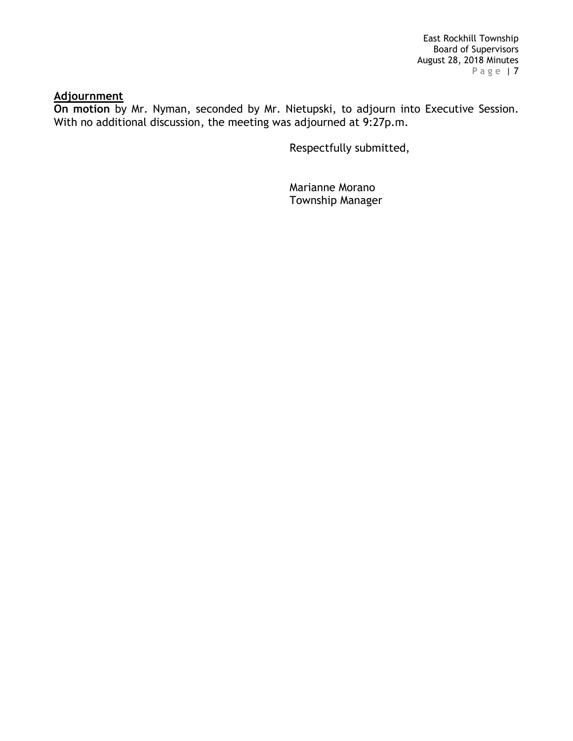## Adjournment

**On motion** by Mr. Nyman, seconded by Mr. Nietupski, to adjourn into Executive Session. With no additional discussion, the meeting was adjourned at 9:27p.m.

Respectfully submitted,

Marianne Morano
Township Manager